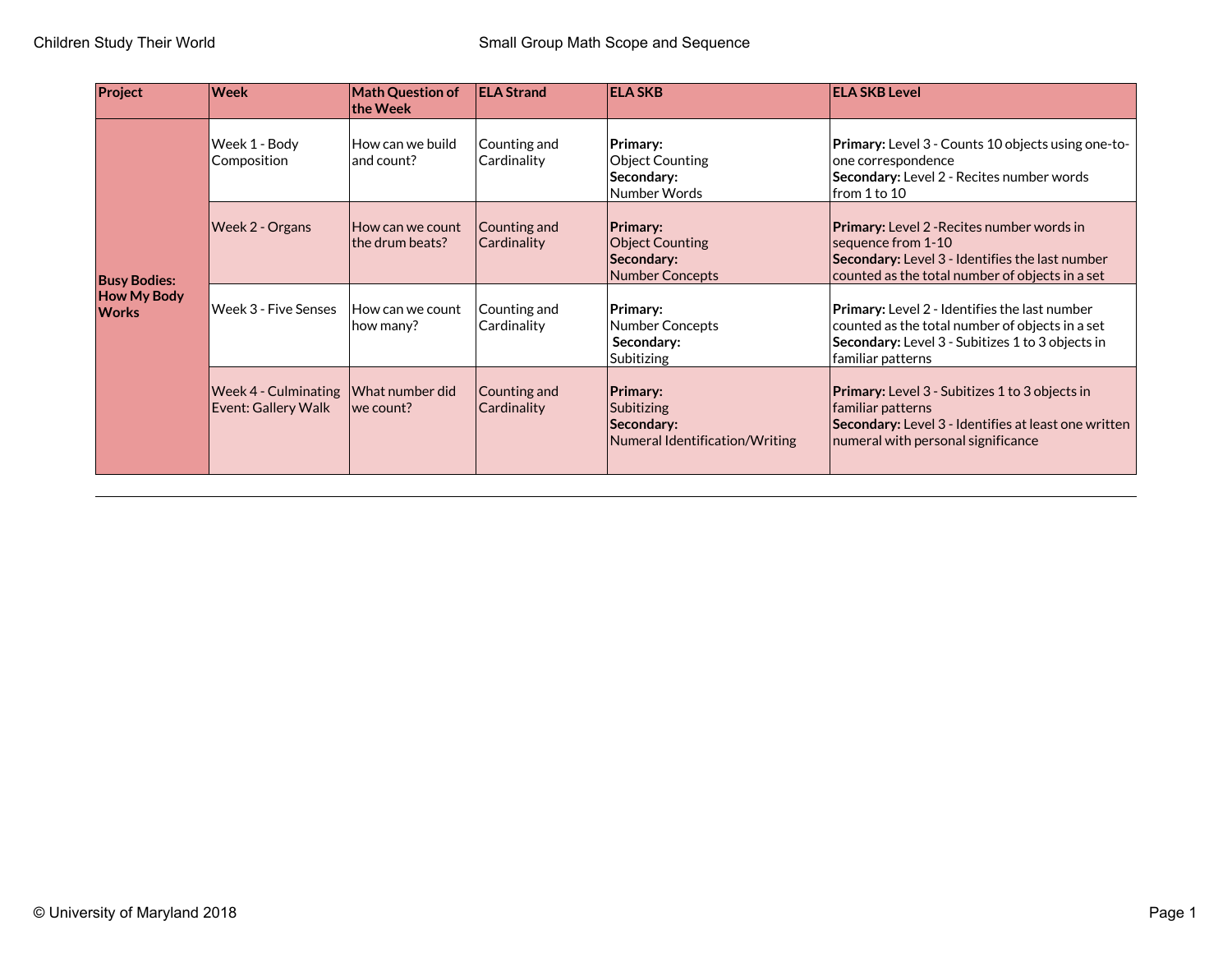| Project | Week | Math Question of the Week | ELA Strand | ELA SKB | ELA SKB Level |
|---|---|---|---|---|---|
| **Busy Bodies: How My Body Works** | Week 1 - Body Composition | How can we build and count? | Counting and Cardinality | **Primary:** Object Counting **Secondary:** Number Words | **Primary:** Level 3 - Counts 10 objects using one-to-one correspondence **Secondary:** Level 2 - Recites number words from 1 to 10 |
| | Week 2 - Organs | How can we count the drum beats? | Counting and Cardinality | **Primary:** Object Counting **Secondary:** Number Concepts | **Primary:** Level 2 -Recites number words in sequence from 1-10 **Secondary:** Level 3 - Identifies the last number counted as the total number of objects in a set |
| | Week 3 - Five Senses | How can we count how many? | Counting and Cardinality | **Primary:** Number Concepts **Secondary:** Subitizing | **Primary:** Level 2 - Identifies the last number counted as the total number of objects in a set **Secondary:** Level 3 - Subitizes 1 to 3 objects in familiar patterns |
| | Week 4 - Culminating Event: Gallery Walk | What number did we count? | Counting and Cardinality | **Primary:** Subitizing **Secondary:** Numeral Identification/Writing | **Primary:** Level 3 - Subitizes 1 to 3 objects in familiar patterns **Secondary:** Level 3 - Identifies at least one written numeral with personal significance |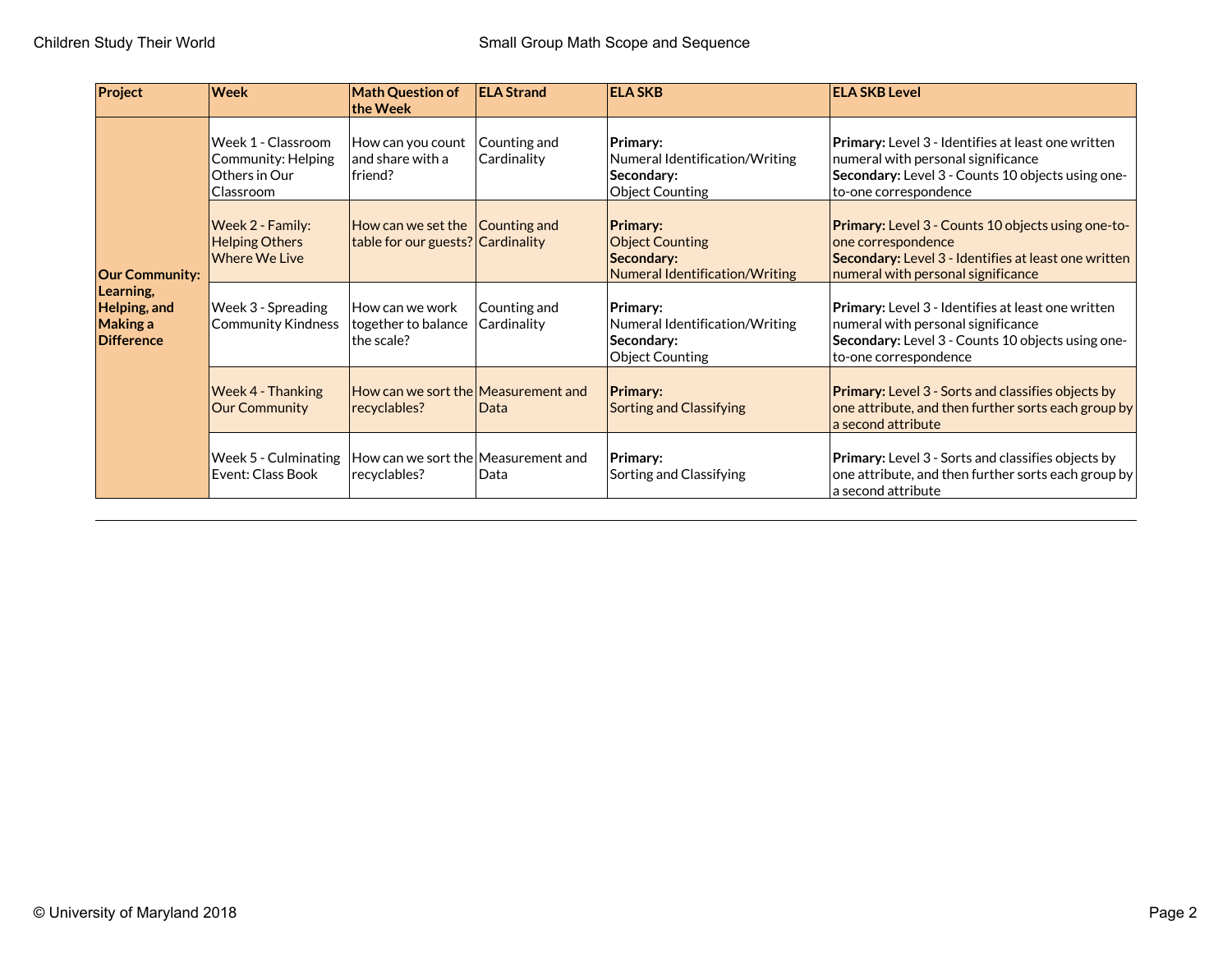| Project | Week | Math Question of the Week | ELA Strand | ELA SKB | ELA SKB Level |
|---|---|---|---|---|---|
| **Our Community: Learning, Helping, and Making a Difference** | Week 1 - Classroom Community: Helping Others in Our Classroom | How can you count and share with a friend? | Counting and Cardinality | **Primary:** Numeral Identification/Writing **Secondary:** Object Counting | **Primary:** Level 3 - Identifies at least one written numeral with personal significance **Secondary:** Level 3 - Counts 10 objects using one-to-one correspondence |
| | Week 2 - Family: Helping Others Where We Live | How can we set the table for our guests? | Counting and Cardinality | **Primary:** Object Counting **Secondary:** Numeral Identification/Writing | **Primary:** Level 3 - Counts 10 objects using one-to-one correspondence **Secondary:** Level 3 - Identifies at least one written numeral with personal significance |
| | Week 3 - Spreading Community Kindness | How can we work together to balance the scale? | Counting and Cardinality | **Primary:** Numeral Identification/Writing **Secondary:** Object Counting | **Primary:** Level 3 - Identifies at least one written numeral with personal significance **Secondary:** Level 3 - Counts 10 objects using one-to-one correspondence |
| | Week 4 - Thanking Our Community | How can we sort the recyclables? | Measurement and Data | **Primary:** Sorting and Classifying | **Primary:** Level 3 - Sorts and classifies objects by one attribute, and then further sorts each group by a second attribute |
| | Week 5 - Culminating Event: Class Book | How can we sort the recyclables? | Measurement and Data | **Primary:** Sorting and Classifying | **Primary:** Level 3 - Sorts and classifies objects by one attribute, and then further sorts each group by a second attribute |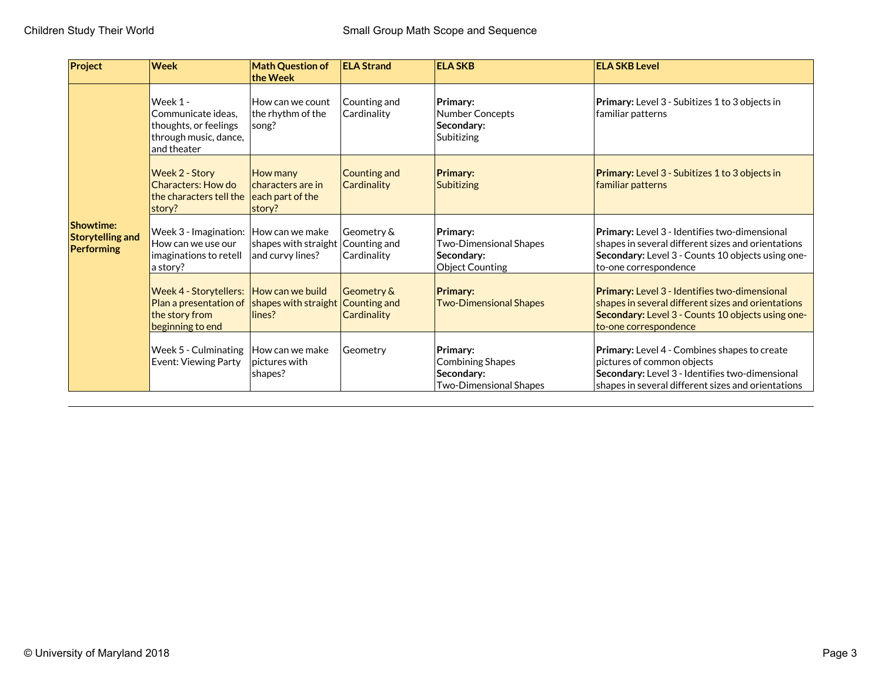| Project | Week | Math Question of the Week | ELA Strand | ELA SKB | ELA SKB Level |
|---|---|---|---|---|---|
| **Showtime: Storytelling and Performing** | Week 1 - Communicate ideas, thoughts, or feelings through music, dance, and theater | How can we count the rhythm of the song? | Counting and Cardinality | **Primary:** Number Concepts **Secondary:** Subitizing | **Primary:** Level 3 - Subitizes 1 to 3 objects in familiar patterns |
| | Week 2 - Story Characters: How do the characters tell the story? | How many characters are in each part of the story? | Counting and Cardinality | **Primary:** Subitizing | **Primary:** Level 3 - Subitizes 1 to 3 objects in familiar patterns |
| | Week 3 - Imagination: How can we use our imaginations to retell a story? | How can we make shapes with straight and curvy lines? | Geometry & Counting and Cardinality | **Primary:** Two-Dimensional Shapes **Secondary:** Object Counting | **Primary:** Level 3 - Identifies two-dimensional shapes in several different sizes and orientations **Secondary:** Level 3 - Counts 10 objects using one-to-one correspondence |
| | Week 4 - Storytellers: Plan a presentation of the story from beginning to end | How can we build shapes with straight lines? | Geometry & Counting and Cardinality | **Primary:** Two-Dimensional Shapes | **Primary:** Level 3 - Identifies two-dimensional shapes in several different sizes and orientations **Secondary:** Level 3 - Counts 10 objects using one-to-one correspondence |
| | Week 5 - Culminating Event: Viewing Party | How can we make pictures with shapes? | Geometry | **Primary:** Combining Shapes **Secondary:** Two-Dimensional Shapes | **Primary:** Level 4 - Combines shapes to create pictures of common objects **Secondary:** Level 3 - Identifies two-dimensional shapes in several different sizes and orientations |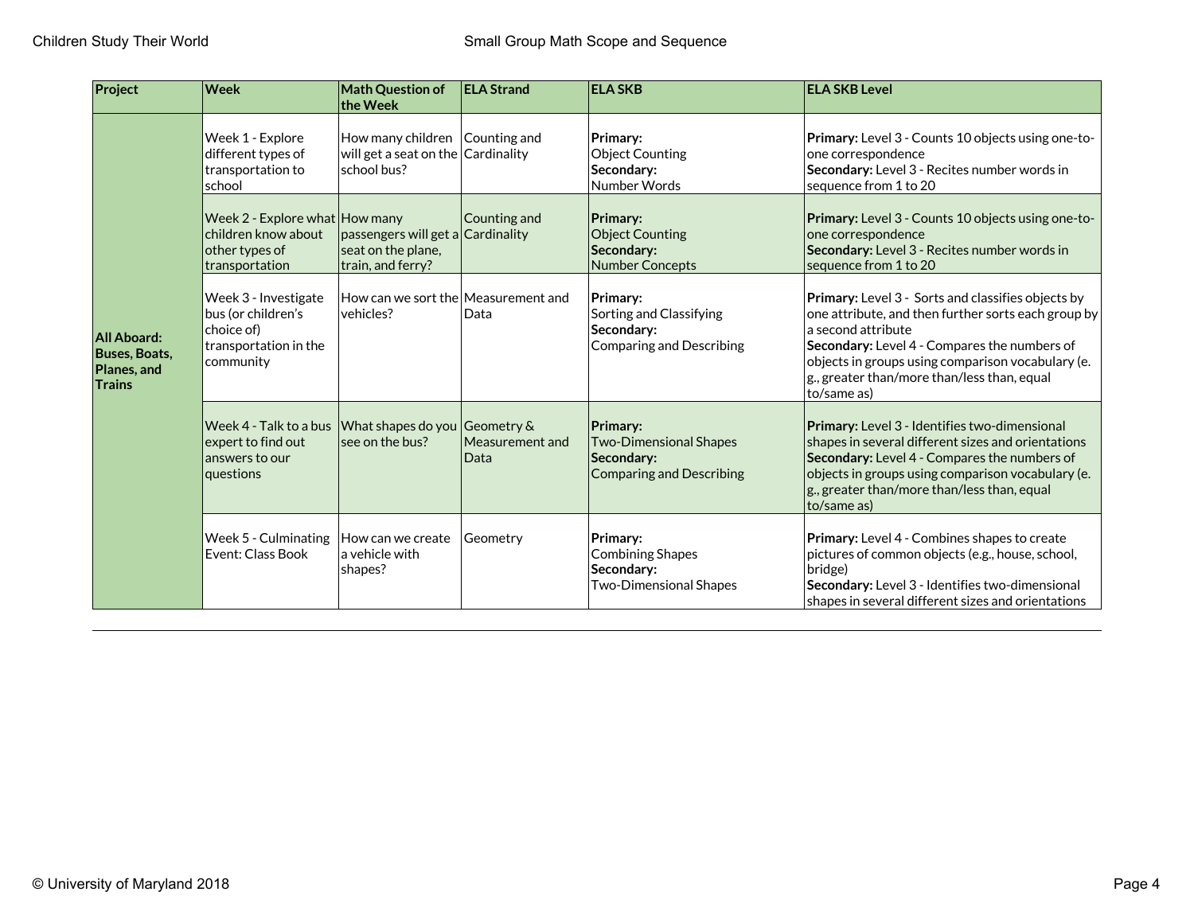| Project | Week | Math Question of the Week | ELA Strand | ELA SKB | ELA SKB Level |
|---|---|---|---|---|---|
| **All Aboard: Buses, Boats, Planes, and Trains** | Week 1 - Explore different types of transportation to school | How many children will get a seat on the school bus? | Counting and Cardinality | **Primary:** Object Counting **Secondary:** Number Words | **Primary:** Level 3 - Counts 10 objects using one-to-one correspondence **Secondary:** Level 3 - Recites number words in sequence from 1 to 20 |
| | Week 2 - Explore what children know about other types of transportation | How many passengers will get a seat on the plane, train, and ferry? | Counting and Cardinality | **Primary:** Object Counting **Secondary:** Number Concepts | **Primary:** Level 3 - Counts 10 objects using one-to-one correspondence **Secondary:** Level 3 - Recites number words in sequence from 1 to 20 |
| | Week 3 - Investigate bus (or children's choice of) transportation in the community | How can we sort the vehicles? | Measurement and Data | **Primary:** Sorting and Classifying **Secondary:** Comparing and Describing | **Primary:** Level 3 - Sorts and classifies objects by one attribute, and then further sorts each group by a second attribute **Secondary:** Level 4 - Compares the numbers of objects in groups using comparison vocabulary (e.g., greater than/more than/less than, equal to/same as) |
| | Week 4 - Talk to a bus expert to find out answers to our questions | What shapes do you see on the bus? | Geometry & Measurement and Data | **Primary:** Two-Dimensional Shapes **Secondary:** Comparing and Describing | **Primary:** Level 3 - Identifies two-dimensional shapes in several different sizes and orientations **Secondary:** Level 4 - Compares the numbers of objects in groups using comparison vocabulary (e.g., greater than/more than/less than, equal to/same as) |
| | Week 5 - Culminating Event: Class Book | How can we create a vehicle with shapes? | Geometry | **Primary:** Combining Shapes **Secondary:** Two-Dimensional Shapes | **Primary:** Level 4 - Combines shapes to create pictures of common objects (e.g., house, school, bridge) **Secondary:** Level 3 - Identifies two-dimensional shapes in several different sizes and orientations |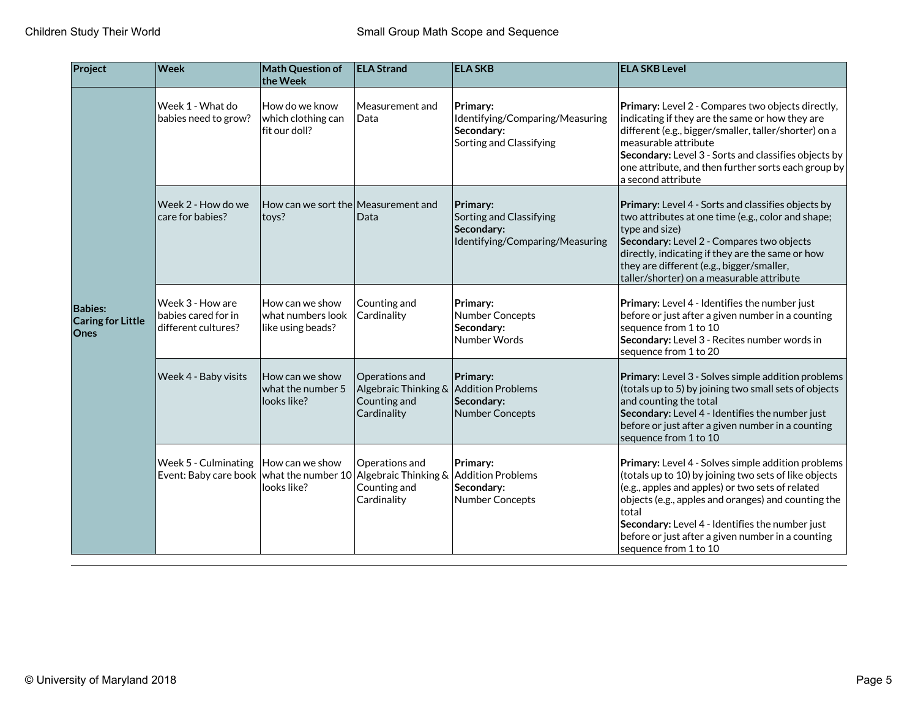| Project | Week | Math Question of the Week | ELA Strand | ELA SKB | ELA SKB Level |
|---|---|---|---|---|---|
| **Babies: Caring for Little Ones** | Week 1 - What do babies need to grow? | How do we know which clothing can fit our doll? | Measurement and Data | **Primary:** Identifying/Comparing/Measuring **Secondary:** Sorting and Classifying | **Primary:** Level 2 - Compares two objects directly, indicating if they are the same or how they are different (e.g., bigger/smaller, taller/shorter) on a measurable attribute **Secondary:** Level 3 - Sorts and classifies objects by one attribute, and then further sorts each group by a second attribute |
| | Week 2 - How do we care for babies? | How can we sort the toys? | Measurement and Data | **Primary:** Sorting and Classifying **Secondary:** Identifying/Comparing/Measuring | **Primary:** Level 4 - Sorts and classifies objects by two attributes at one time (e.g., color and shape; type and size) **Secondary:** Level 2 - Compares two objects directly, indicating if they are the same or how they are different (e.g., bigger/smaller, taller/shorter) on a measurable attribute |
| | Week 3 - How are babies cared for in different cultures? | How can we show what numbers look like using beads? | Counting and Cardinality | **Primary:** Number Concepts **Secondary:** Number Words | **Primary:** Level 4 - Identifies the number just before or just after a given number in a counting sequence from 1 to 10 **Secondary:** Level 3 - Recites number words in sequence from 1 to 20 |
| | Week 4 - Baby visits | How can we show what the number 5 looks like? | Operations and Algebraic Thinking & Counting and Cardinality | **Primary:** Addition Problems **Secondary:** Number Concepts | **Primary:** Level 3 - Solves simple addition problems (totals up to 5) by joining two small sets of objects and counting the total **Secondary:** Level 4 - Identifies the number just before or just after a given number in a counting sequence from 1 to 10 |
| | Week 5 - Culminating Event: Baby care book | How can we show what the number 10 looks like? | Operations and Algebraic Thinking & Counting and Cardinality | **Primary:** Addition Problems **Secondary:** Number Concepts | **Primary:** Level 4 - Solves simple addition problems (totals up to 10) by joining two sets of like objects (e.g., apples and apples) or two sets of related objects (e.g., apples and oranges) and counting the total **Secondary:** Level 4 - Identifies the number just before or just after a given number in a counting sequence from 1 to 10 |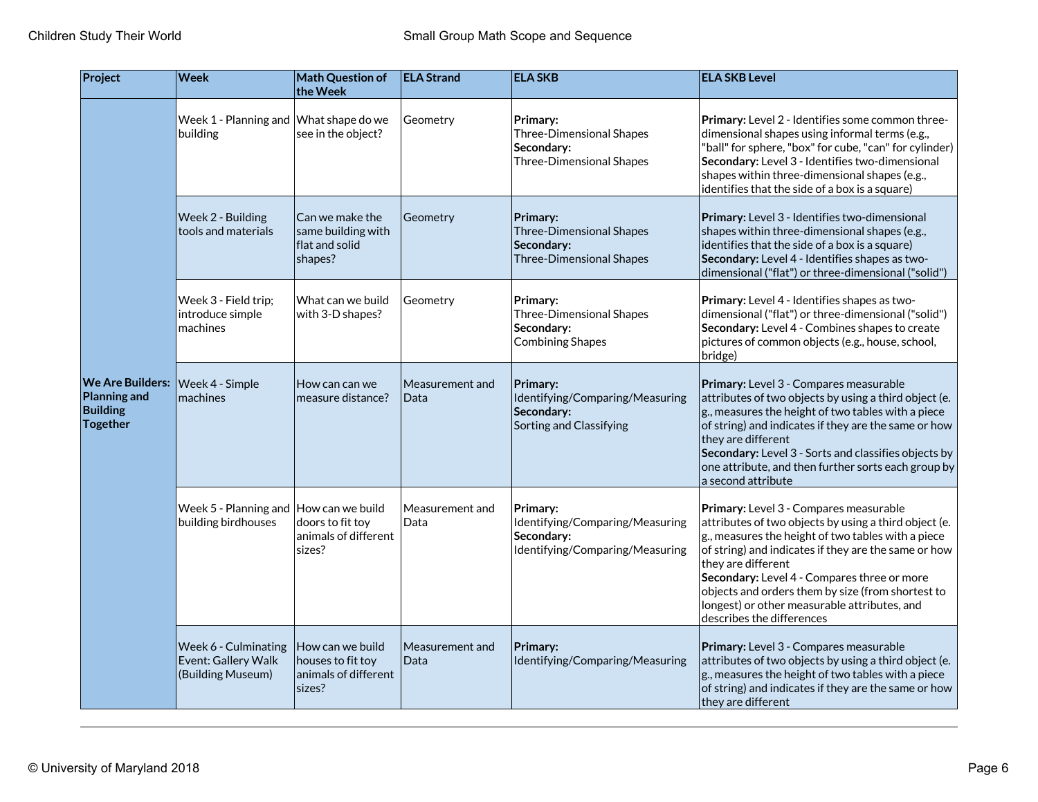| Project | Week | Math Question of the Week | ELA Strand | ELA SKB | ELA SKB Level |
|---|---|---|---|---|---|
| **We Are Builders: Planning and Building Together** | Week 1 - Planning and building | What shape do we see in the object? | Geometry | **Primary:** Three-Dimensional Shapes **Secondary:** Three-Dimensional Shapes | **Primary:** Level 2 - Identifies some common three-dimensional shapes using informal terms (e.g., "ball" for sphere, "box" for cube, "can" for cylinder) **Secondary:** Level 3 - Identifies two-dimensional shapes within three-dimensional shapes (e.g., identifies that the side of a box is a square) |
| | Week 2 - Building tools and materials | Can we make the same building with flat and solid shapes? | Geometry | **Primary:** Three-Dimensional Shapes **Secondary:** Three-Dimensional Shapes | **Primary:** Level 3 - Identifies two-dimensional shapes within three-dimensional shapes (e.g., identifies that the side of a box is a square) **Secondary:** Level 4 - Identifies shapes as two-dimensional ("flat") or three-dimensional ("solid") |
| | Week 3 - Field trip; introduce simple machines | What can we build with 3-D shapes? | Geometry | **Primary:** Three-Dimensional Shapes **Secondary:** Combining Shapes | **Primary:** Level 4 - Identifies shapes as two-dimensional ("flat") or three-dimensional ("solid") **Secondary:** Level 4 - Combines shapes to create pictures of common objects (e.g., house, school, bridge) |
| | Week 4 - Simple machines | How can can we measure distance? | Measurement and Data | **Primary:** Identifying/Comparing/Measuring **Secondary:** Sorting and Classifying | **Primary:** Level 3 - Compares measurable attributes of two objects by using a third object (e.g., measures the height of two tables with a piece of string) and indicates if they are the same or how they are different **Secondary:** Level 3 - Sorts and classifies objects by one attribute, and then further sorts each group by a second attribute |
| | Week 5 - Planning and building birdhouses | How can we build doors to fit toy animals of different sizes? | Measurement and Data | **Primary:** Identifying/Comparing/Measuring **Secondary:** Identifying/Comparing/Measuring | **Primary:** Level 3 - Compares measurable attributes of two objects by using a third object (e.g., measures the height of two tables with a piece of string) and indicates if they are the same or how they are different **Secondary:** Level 4 - Compares three or more objects and orders them by size (from shortest to longest) or other measurable attributes, and describes the differences |
| | Week 6 - Culminating Event: Gallery Walk (Building Museum) | How can we build houses to fit toy animals of different sizes? | Measurement and Data | **Primary:** Identifying/Comparing/Measuring | **Primary:** Level 3 - Compares measurable attributes of two objects by using a third object (e.g., measures the height of two tables with a piece of string) and indicates if they are the same or how they are different |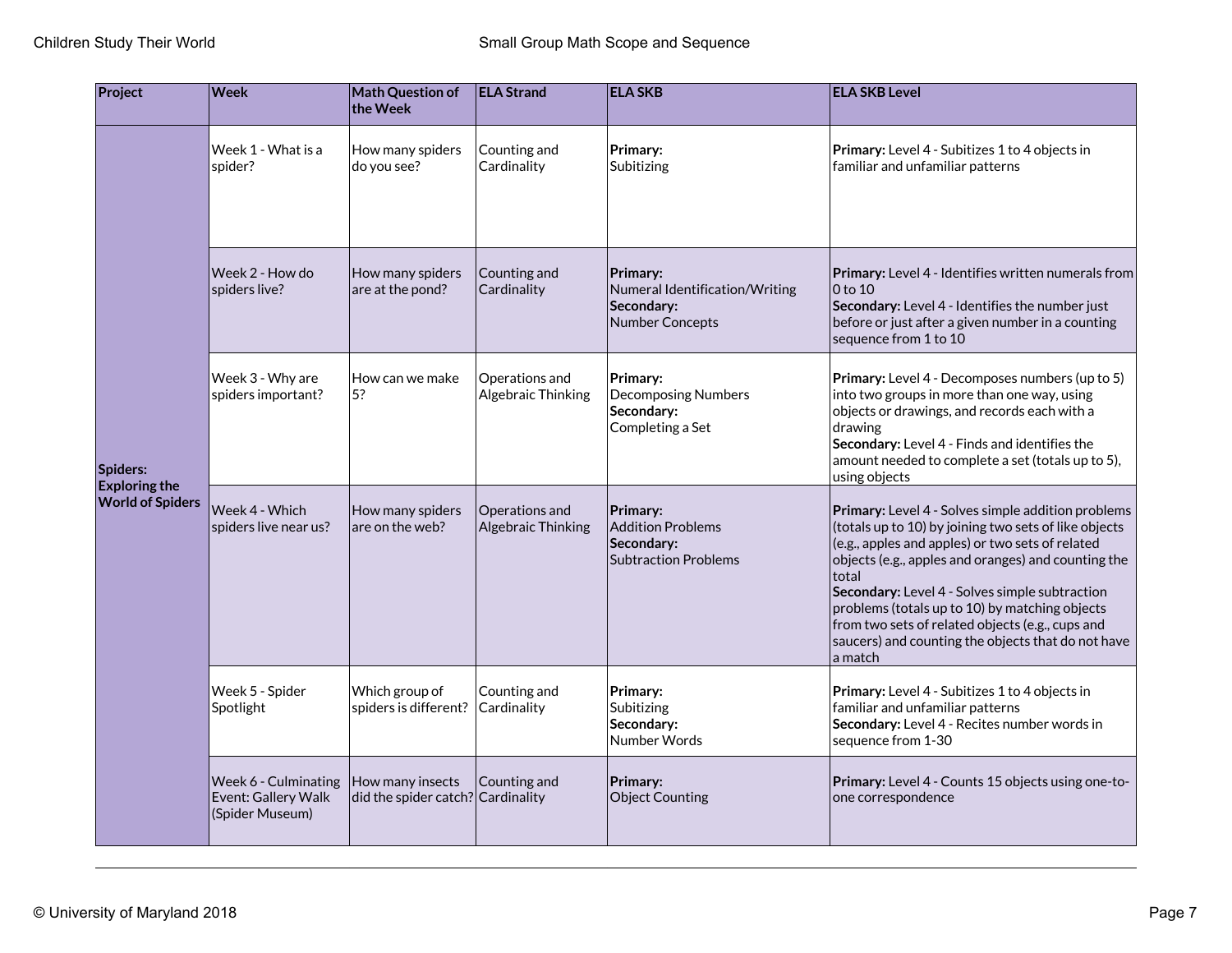| Project | Week | Math Question of the Week | ELA Strand | ELA SKB | ELA SKB Level |
|---|---|---|---|---|---|
| **Spiders: Exploring the World of Spiders** | Week 1 - What is a spider? | How many spiders do you see? | Counting and Cardinality | **Primary:** Subitizing | **Primary:** Level 4 - Subitizes 1 to 4 objects in familiar and unfamiliar patterns |
| | Week 2 - How do spiders live? | How many spiders are at the pond? | Counting and Cardinality | **Primary:** Numeral Identification/Writing **Secondary:** Number Concepts | **Primary:** Level 4 - Identifies written numerals from 0 to 10 **Secondary:** Level 4 - Identifies the number just before or just after a given number in a counting sequence from 1 to 10 |
| | Week 3 - Why are spiders important? | How can we make 5? | Operations and Algebraic Thinking | **Primary:** Decomposing Numbers **Secondary:** Completing a Set | **Primary:** Level 4 - Decomposes numbers (up to 5) into two groups in more than one way, using objects or drawings, and records each with a drawing **Secondary:** Level 4 - Finds and identifies the amount needed to complete a set (totals up to 5), using objects |
| | Week 4 - Which spiders live near us? | How many spiders are on the web? | Operations and Algebraic Thinking | **Primary:** Addition Problems **Secondary:** Subtraction Problems | **Primary:** Level 4 - Solves simple addition problems (totals up to 10) by joining two sets of like objects (e.g., apples and apples) or two sets of related objects (e.g., apples and oranges) and counting the total **Secondary:** Level 4 - Solves simple subtraction problems (totals up to 10) by matching objects from two sets of related objects (e.g., cups and saucers) and counting the objects that do not have a match |
| | Week 5 - Spider Spotlight | Which group of spiders is different? | Counting and Cardinality | **Primary:** Subitizing **Secondary:** Number Words | **Primary:** Level 4 - Subitizes 1 to 4 objects in familiar and unfamiliar patterns **Secondary:** Level 4 - Recites number words in sequence from 1-30 |
| | Week 6 - Culminating Event: Gallery Walk (Spider Museum) | How many insects did the spider catch? | Counting and Cardinality | **Primary:** Object Counting | **Primary:** Level 4 - Counts 15 objects using one-to-one correspondence |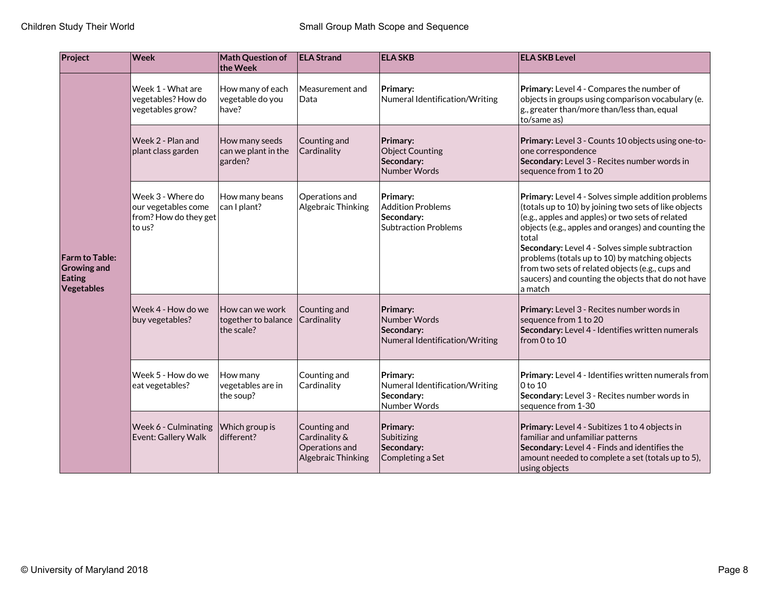| Project | Week | Math Question of the Week | ELA Strand | ELA SKB | ELA SKB Level |
|---|---|---|---|---|---|
| **Farm to Table: Growing and Eating Vegetables** | Week 1 - What are vegetables? How do vegetables grow? | How many of each vegetable do you have? | Measurement and Data | **Primary:** Numeral Identification/Writing | **Primary:** Level 4 - Compares the number of objects in groups using comparison vocabulary (e.g., greater than/more than/less than, equal to/same as) |
| | Week 2 - Plan and plant class garden | How many seeds can we plant in the garden? | Counting and Cardinality | **Primary:** Object Counting **Secondary:** Number Words | **Primary:** Level 3 - Counts 10 objects using one-to-one correspondence **Secondary:** Level 3 - Recites number words in sequence from 1 to 20 |
| | Week 3 - Where do our vegetables come from? How do they get to us? | How many beans can I plant? | Operations and Algebraic Thinking | **Primary:** Addition Problems **Secondary:** Subtraction Problems | **Primary:** Level 4 - Solves simple addition problems (totals up to 10) by joining two sets of like objects (e.g., apples and apples) or two sets of related objects (e.g., apples and oranges) and counting the total **Secondary:** Level 4 - Solves simple subtraction problems (totals up to 10) by matching objects from two sets of related objects (e.g., cups and saucers) and counting the objects that do not have a match |
| | Week 4 - How do we buy vegetables? | How can we work together to balance the scale? | Counting and Cardinality | **Primary:** Number Words **Secondary:** Numeral Identification/Writing | **Primary:** Level 3 - Recites number words in sequence from 1 to 20 **Secondary:** Level 4 - Identifies written numerals from 0 to 10 |
| | Week 5 - How do we eat vegetables? | How many vegetables are in the soup? | Counting and Cardinality | **Primary:** Numeral Identification/Writing **Secondary:** Number Words | **Primary:** Level 4 - Identifies written numerals from 0 to 10 **Secondary:** Level 3 - Recites number words in sequence from 1-30 |
| | Week 6 - Culminating Event: Gallery Walk | Which group is different? | Counting and Cardinality & Operations and Algebraic Thinking | **Primary:** Subitizing **Secondary:** Completing a Set | **Primary:** Level 4 - Subitizes 1 to 4 objects in familiar and unfamiliar patterns **Secondary:** Level 4 - Finds and identifies the amount needed to complete a set (totals up to 5), using objects |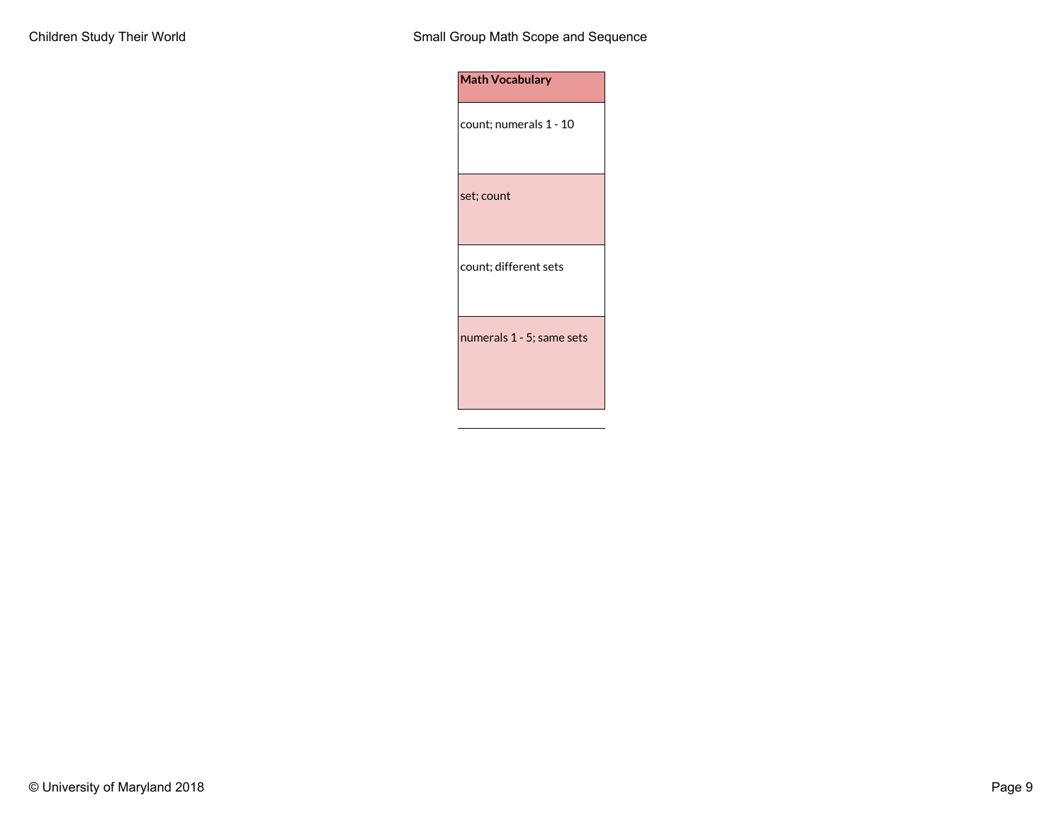| Math Vocabulary |
|---|
| count; numerals 1 - 10 |
| set; count |
| count; different sets |
| numerals 1 - 5; same sets |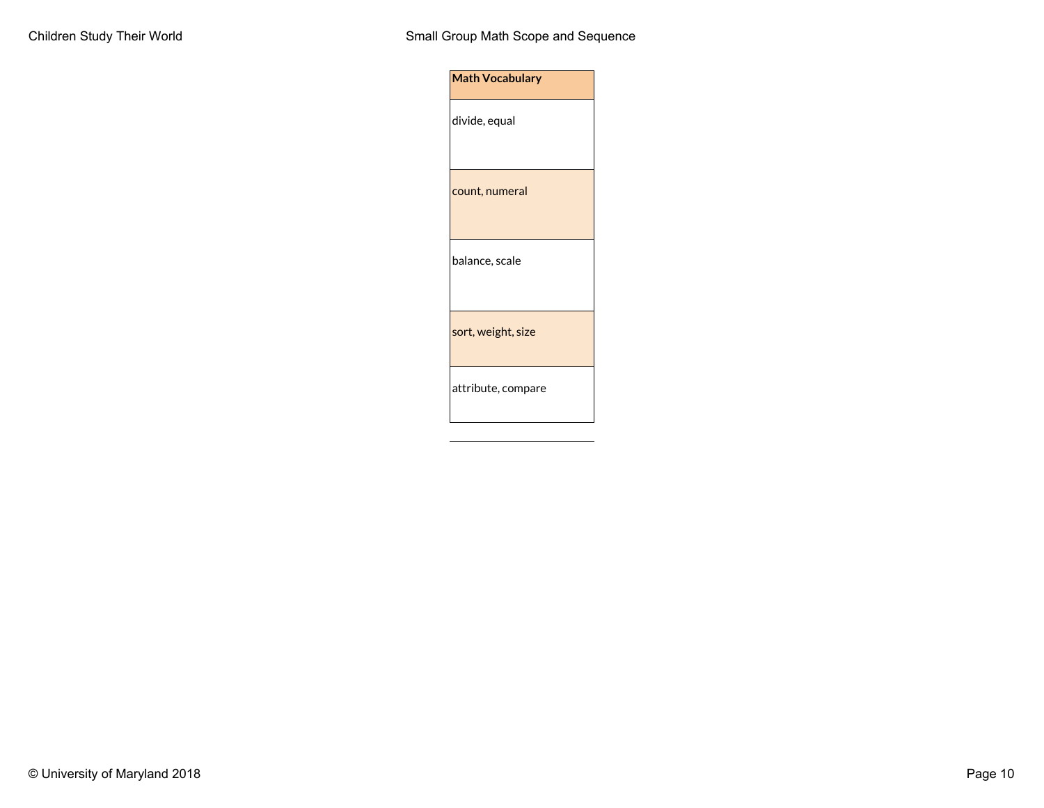| Math Vocabulary |
| --- |
| divide, equal |
| count, numeral |
| balance, scale |
| sort, weight, size |
| attribute, compare |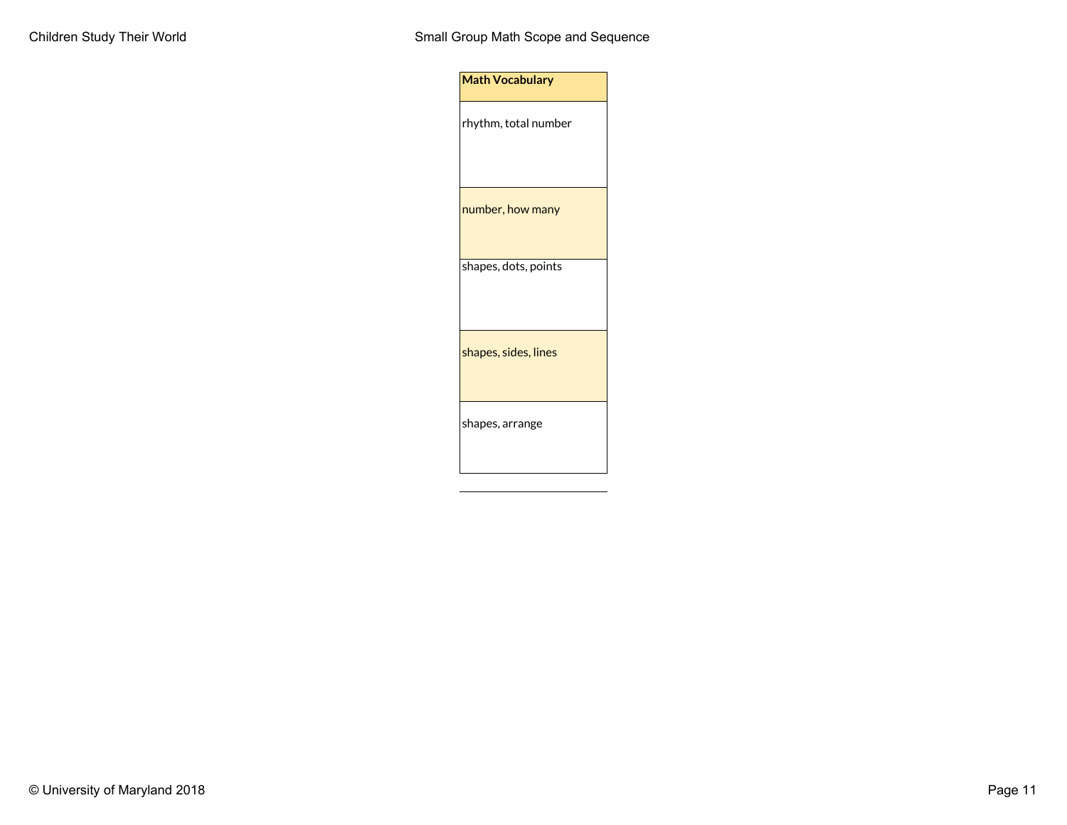| Math Vocabulary |
|---|
| rhythm, total number |
| number, how many |
| shapes, dots, points |
| shapes, sides, lines |
| shapes, arrange |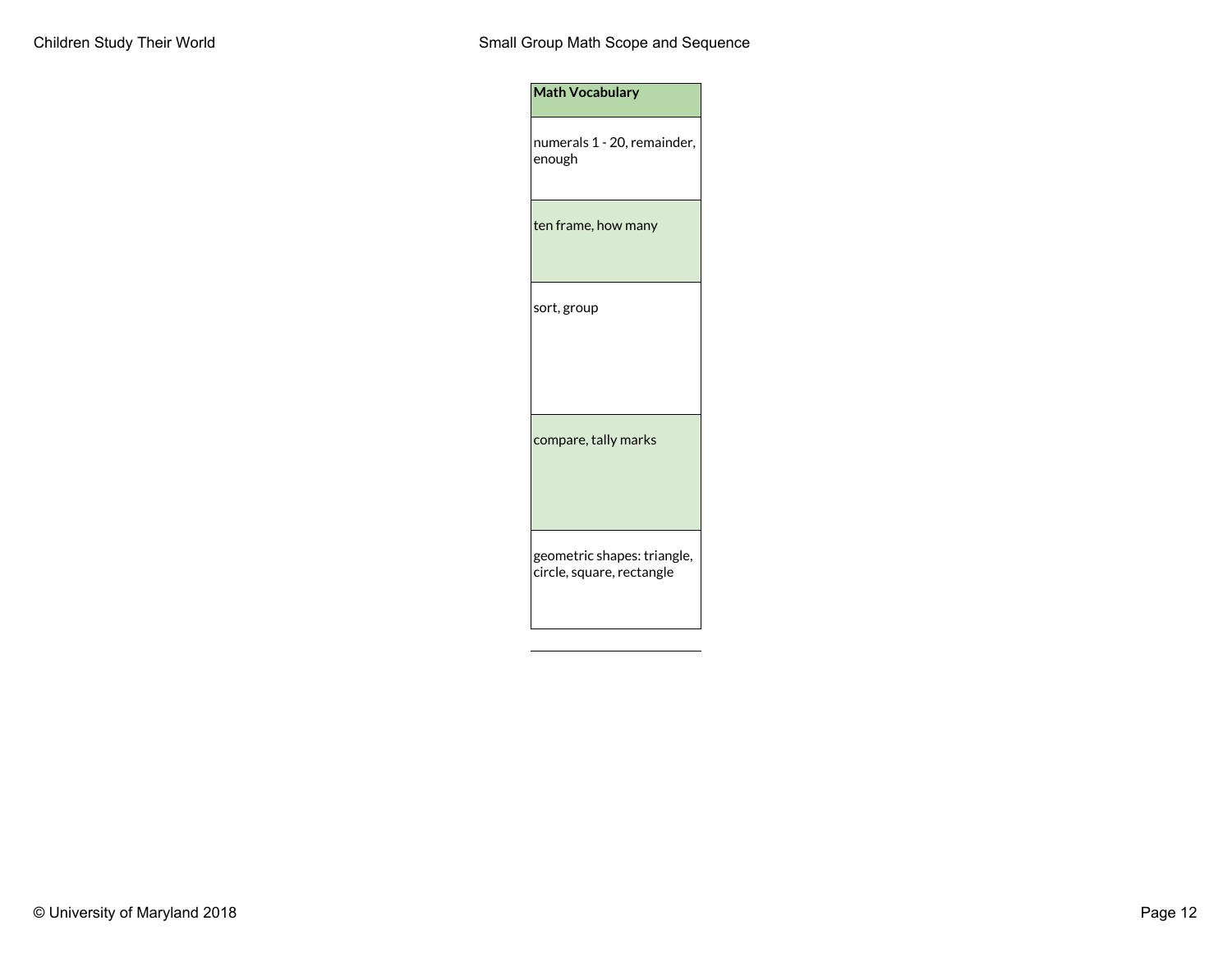| Math Vocabulary |
| --- |
| numerals 1 - 20, remainder, enough |
| ten frame, how many |
| sort, group |
| compare, tally marks |
| geometric shapes: triangle, circle, square, rectangle |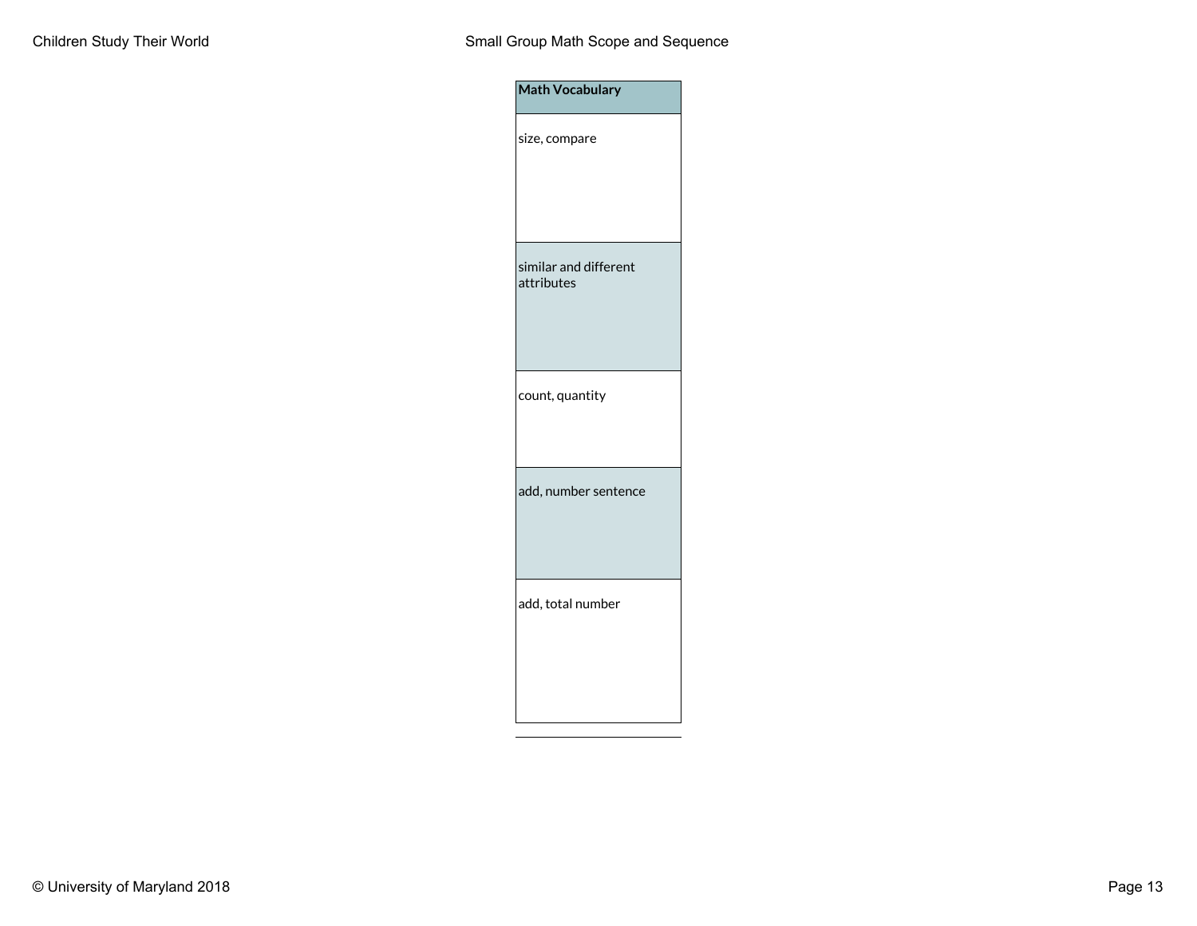| Math Vocabulary |
| --- |
| size, compare |
| similar and different attributes |
| count, quantity |
| add, number sentence |
| add, total number |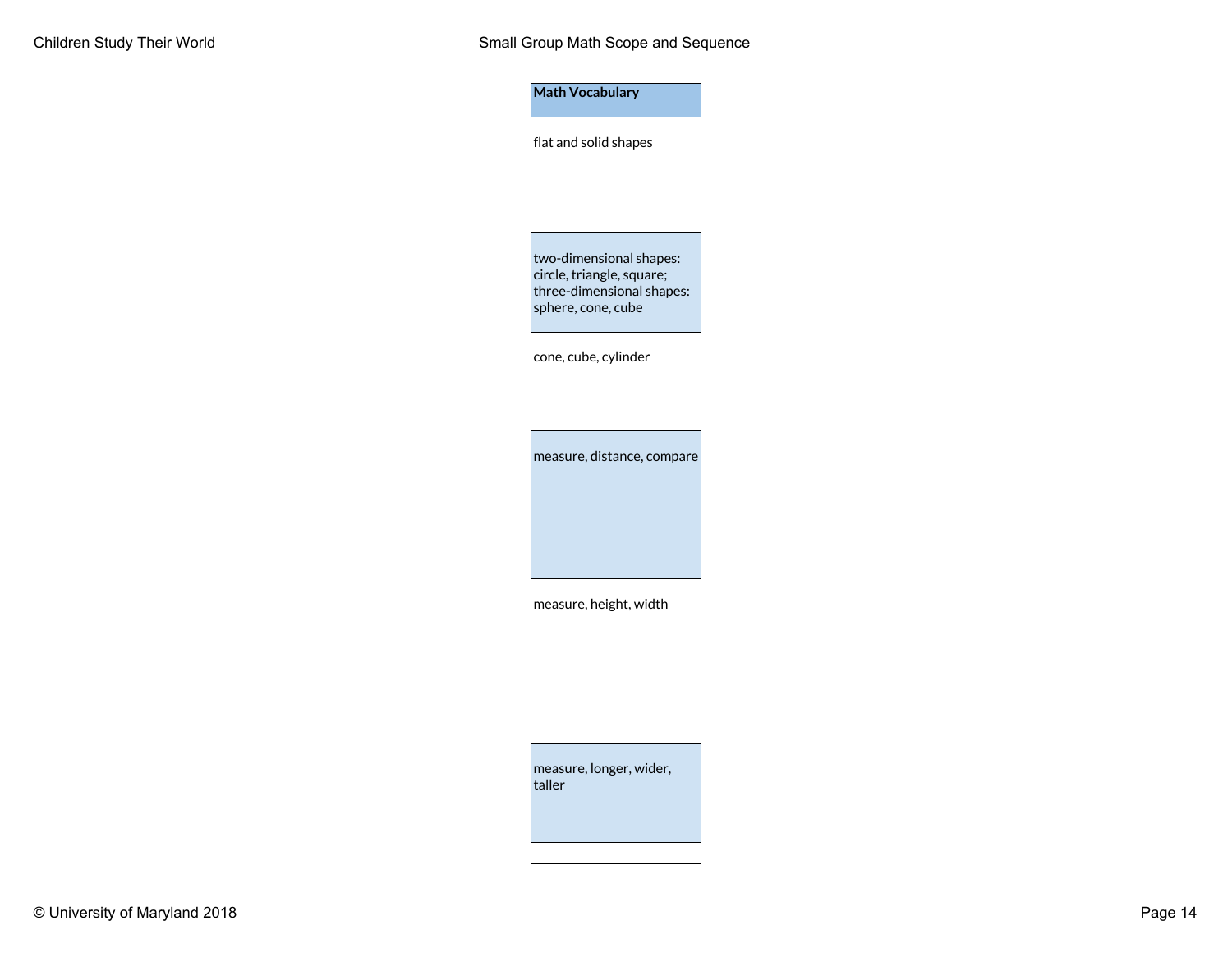| Math Vocabulary |
|---|
| flat and solid shapes |
| two-dimensional shapes: circle, triangle, square; three-dimensional shapes: sphere, cone, cube |
| cone, cube, cylinder |
| measure, distance, compare |
| measure, height, width |
| measure, longer, wider, taller |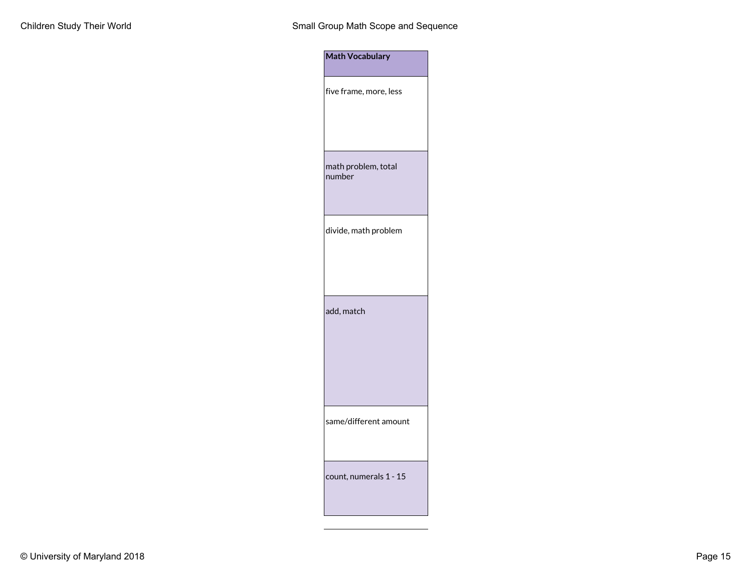| Math Vocabulary |
| --- |
| five frame, more, less |
| math problem, total number |
| divide, math problem |
| add, match |
| same/different amount |
| count, numerals 1 - 15 |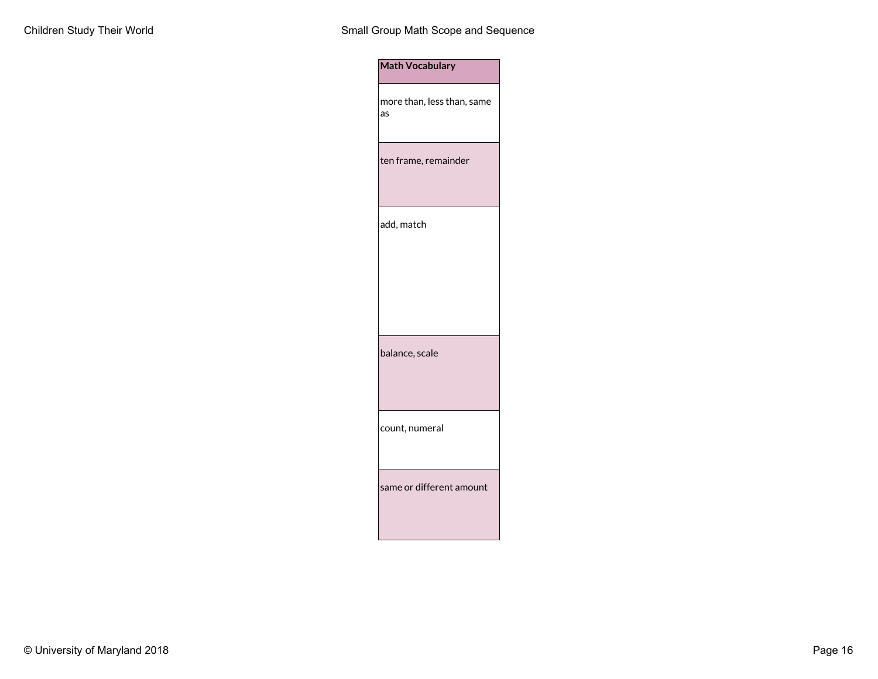| Math Vocabulary |
| --- |
| more than, less than, same as |
| ten frame, remainder |
| add, match |
| balance, scale |
| count, numeral |
| same or different amount |